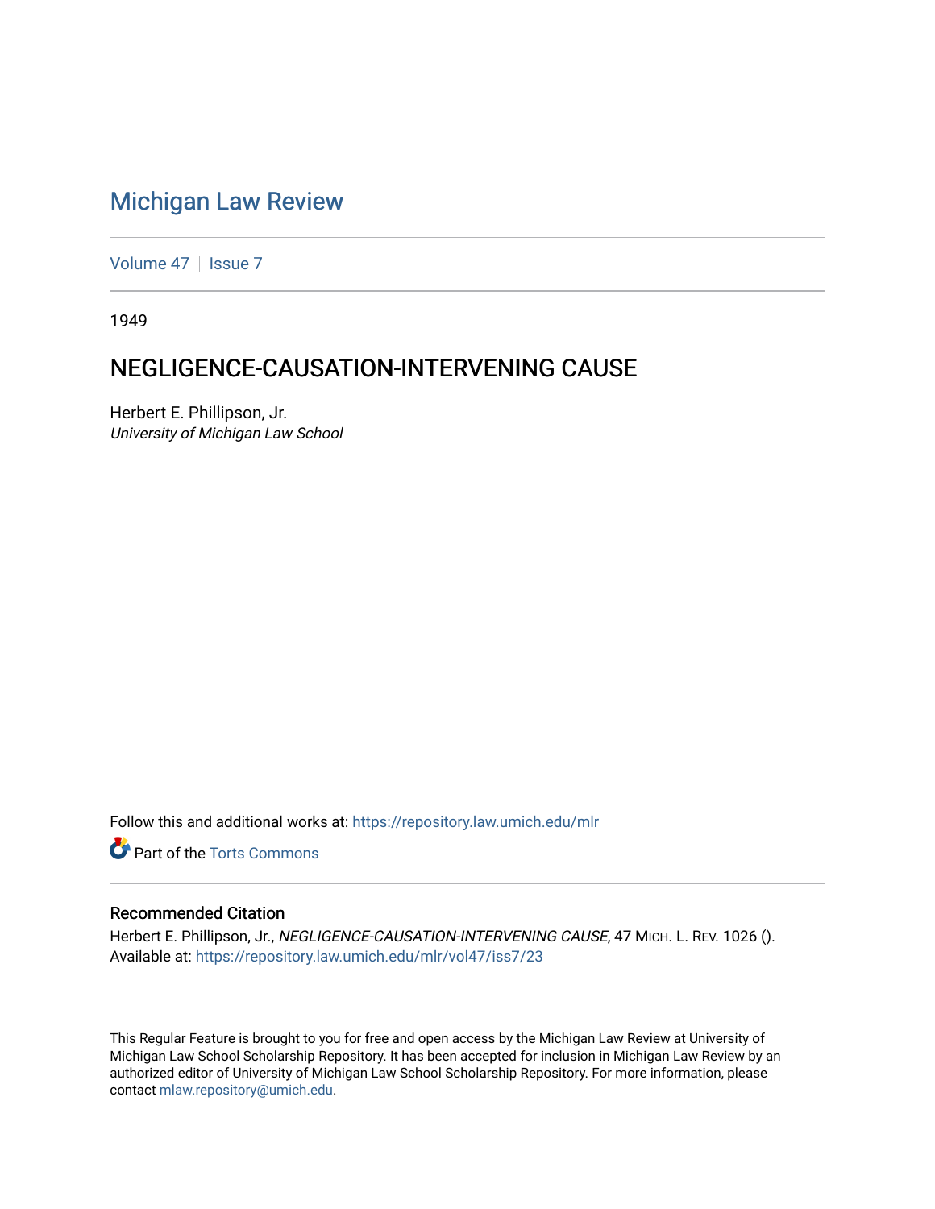# Michigan Law Review

Volume 47 | Issue 7

1949

## NEGLIGENCE-CAUSATION-INTERVENING CAUSE

Herbert E. Phillipson, Jr.
*University of Michigan Law School*

Follow this and additional works at: https://repository.law.umich.edu/mlr

Part of the Torts Commons

### Recommended Citation

Herbert E. Phillipson, Jr., *NEGLIGENCE-CAUSATION-INTERVENING CAUSE*, 47 MICH. L. REV. 1026 ().
Available at: https://repository.law.umich.edu/mlr/vol47/iss7/23

This Regular Feature is brought to you for free and open access by the Michigan Law Review at University of Michigan Law School Scholarship Repository. It has been accepted for inclusion in Michigan Law Review by an authorized editor of University of Michigan Law School Scholarship Repository. For more information, please contact mlaw.repository@umich.edu.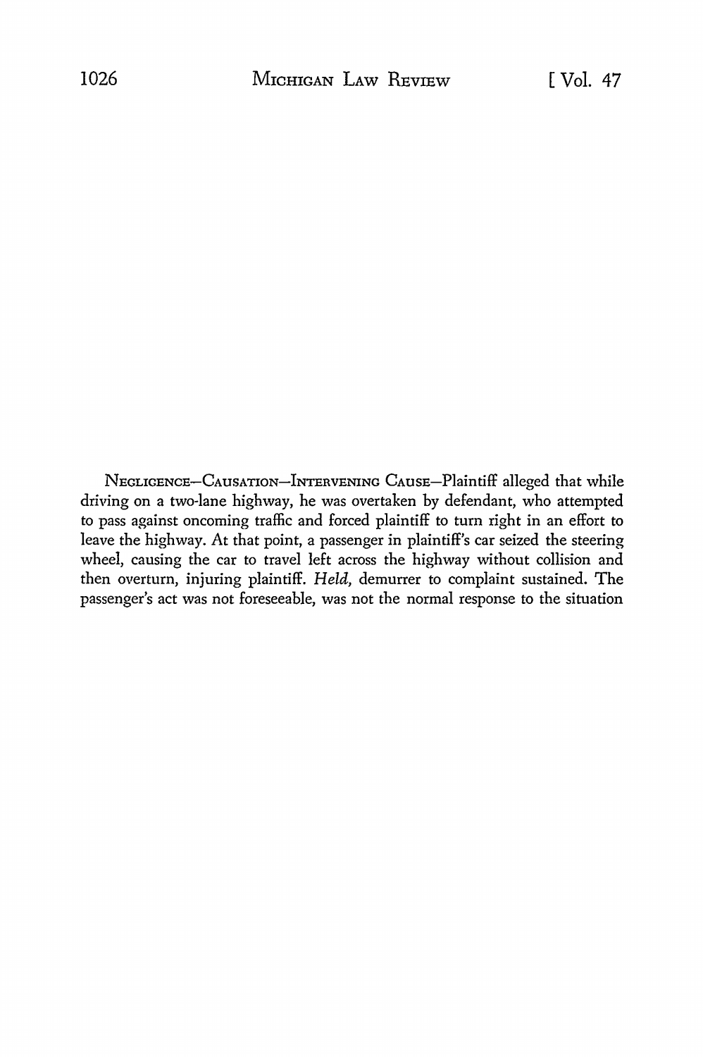NEGLIGENCE—CAUSATION—INTERVENING CAUSE—Plaintiff alleged that while driving on a two-lane highway, he was overtaken by defendant, who attempted to pass against oncoming traffic and forced plaintiff to turn right in an effort to leave the highway. At that point, a passenger in plaintiff's car seized the steering wheel, causing the car to travel left across the highway without collision and then overturn, injuring plaintiff. *Held,* demurrer to complaint sustained. The passenger's act was not foreseeable, was not the normal response to the situation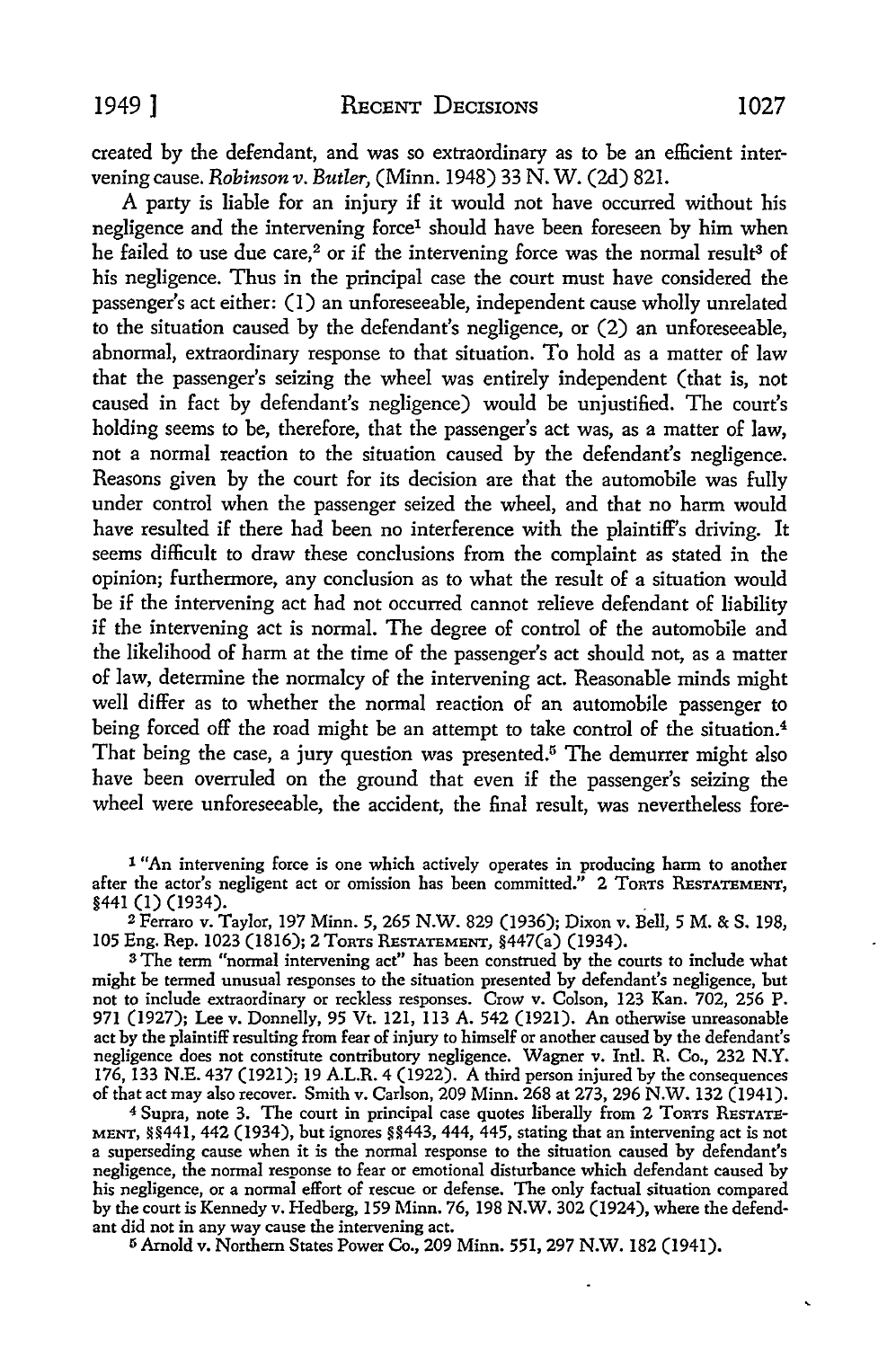created by the defendant, and was so extraordinary as to be an efficient intervening cause. *Robinson v. Butler*, (Minn. 1948) 33 N. W. (2d) 821.

A party is liable for an injury if it would not have occurred without his negligence and the intervening force[1] should have been foreseen by him when he failed to use due care,[2] or if the intervening force was the normal result[3] of his negligence. Thus in the principal case the court must have considered the passenger's act either: (1) an unforeseeable, independent cause wholly unrelated to the situation caused by the defendant's negligence, or (2) an unforeseeable, abnormal, extraordinary response to that situation. To hold as a matter of law that the passenger's seizing the wheel was entirely independent (that is, not caused in fact by defendant's negligence) would be unjustified. The court's holding seems to be, therefore, that the passenger's act was, as a matter of law, not a normal reaction to the situation caused by the defendant's negligence. Reasons given by the court for its decision are that the automobile was fully under control when the passenger seized the wheel, and that no harm would have resulted if there had been no interference with the plaintiff's driving. It seems difficult to draw these conclusions from the complaint as stated in the opinion; furthermore, any conclusion as to what the result of a situation would be if the intervening act had not occurred cannot relieve defendant of liability if the intervening act is normal. The degree of control of the automobile and the likelihood of harm at the time of the passenger's act should not, as a matter of law, determine the normalcy of the intervening act. Reasonable minds might well differ as to whether the normal reaction of an automobile passenger to being forced off the road might be an attempt to take control of the situation.[4] That being the case, a jury question was presented.[5] The demurrer might also have been overruled on the ground that even if the passenger's seizing the wheel were unforeseeable, the accident, the final result, was nevertheless fore-

[1] "An intervening force is one which actively operates in producing harm to another after the actor's negligent act or omission has been committed." 2 TORTS RESTATEMENT, §441 (1) (1934).

[2] Ferraro v. Taylor, 197 Minn. 5, 265 N.W. 829 (1936); Dixon v. Bell, 5 M. & S. 198, 105 Eng. Rep. 1023 (1816); 2 TORTS RESTATEMENT, §447(a) (1934).

[3] The term "normal intervening act" has been construed by the courts to include what might be termed unusual responses to the situation presented by defendant's negligence, but not to include extraordinary or reckless responses. Crow v. Colson, 123 Kan. 702, 256 P. 971 (1927); Lee v. Donnelly, 95 Vt. 121, 113 A. 542 (1921). An otherwise unreasonable act by the plaintiff resulting from fear of injury to himself or another caused by the defendant's negligence does not constitute contributory negligence. Wagner v. Intl. R. Co., 232 N.Y. 176, 133 N.E. 437 (1921); 19 A.L.R. 4 (1922). A third person injured by the consequences of that act may also recover. Smith v. Carlson, 209 Minn. 268 at 273, 296 N.W. 132 (1941).

[4] Supra, note 3. The court in principal case quotes liberally from 2 TORTS RESTATEMENT, §§441, 442 (1934), but ignores §§443, 444, 445, stating that an intervening act is not a superseding cause when it is the normal response to the situation caused by defendant's negligence, the normal response to fear or emotional disturbance which defendant caused by his negligence, or a normal effort of rescue or defense. The only factual situation compared by the court is Kennedy v. Hedberg, 159 Minn. 76, 198 N.W. 302 (1924), where the defendant did not in any way cause the intervening act.

[5] Arnold v. Northern States Power Co., 209 Minn. 551, 297 N.W. 182 (1941).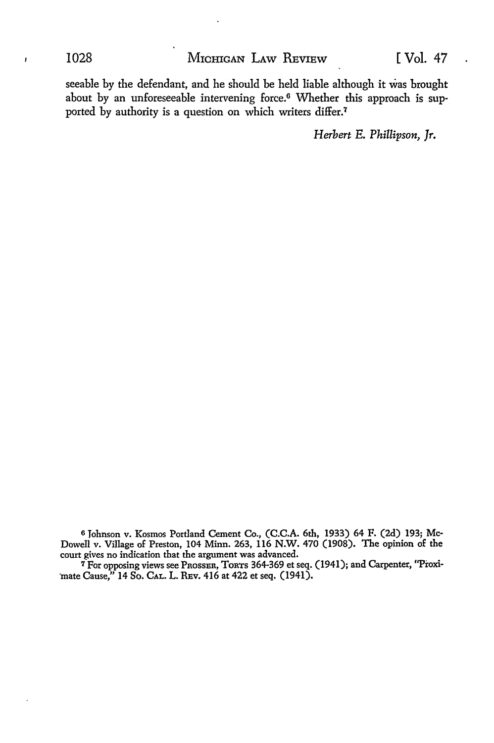seeable by the defendant, and he should be held liable although it was brought about by an unforeseeable intervening force.[6] Whether this approach is supported by authority is a question on which writers differ.[7]

*Herbert E. Phillipson, Jr.*

---

[6] Johnson v. Kosmos Portland Cement Co., (C.C.A. 6th, 1933) 64 F. (2d) 193; McDowell v. Village of Preston, 104 Minn. 263, 116 N.W. 470 (1908). The opinion of the court gives no indication that the argument was advanced.

[7] For opposing views see PROSSER, TORTS 364-369 et seq. (1941); and Carpenter, "Proximate Cause," 14 So. CAL. L. REV. 416 at 422 et seq. (1941).